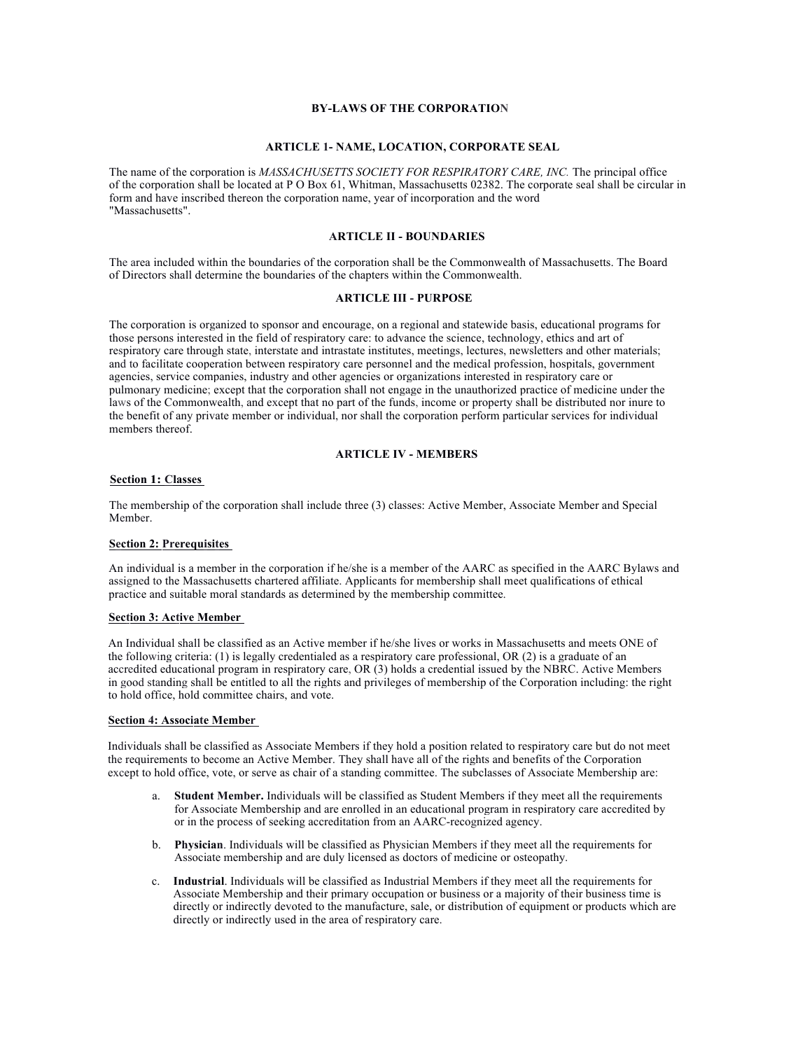# BY-LAWS OF THE CORPORATION

## ARTICLE 1- NAME, LOCATION, CORPORATE SEAL

The name of the corporation is *MASSACHUSETTS SOCIETY FOR RESPIRATORY CARE, INC.* The principal office of the corporation shall be located at P O Box 61, Whitman, Massachusetts 02382. The corporate seal shall be circular in form and have inscribed thereon the corporation name, year of incorporation and the word "Massachusetts".

## ARTICLE II - BOUNDARIES

The area included within the boundaries of the corporation shall be the Commonwealth of Massachusetts. The Board of Directors shall determine the boundaries of the chapters within the Commonwealth.

## ARTICLE III - PURPOSE

The corporation is organized to sponsor and encourage, on a regional and statewide basis, educational programs for those persons interested in the field of respiratory care: to advance the science, technology, ethics and art of respiratory care through state, interstate and intrastate institutes, meetings, lectures, newsletters and other materials; and to facilitate cooperation between respiratory care personnel and the medical profession, hospitals, government agencies, service companies, industry and other agencies or organizations interested in respiratory care or pulmonary medicine; except that the corporation shall not engage in the unauthorized practice of medicine under the laws of the Commonwealth, and except that no part of the funds, income or property shall be distributed nor inure to the benefit of any private member or individual, nor shall the corporation perform particular services for individual members thereof.

## ARTICLE IV - MEMBERS

### Section 1: Classes

The membership of the corporation shall include three (3) classes: Active Member, Associate Member and Special Member.

### Section 2: Prerequisites

An individual is a member in the corporation if he/she is a member of the AARC as specified in the AARC Bylaws and assigned to the Massachusetts chartered affiliate. Applicants for membership shall meet qualifications of ethical practice and suitable moral standards as determined by the membership committee.

### Section 3: Active Member

An Individual shall be classified as an Active member if he/she lives or works in Massachusetts and meets ONE of the following criteria: (1) is legally credentialed as a respiratory care professional, OR (2) is a graduate of an accredited educational program in respiratory care, OR (3) holds a credential issued by the NBRC. Active Members in good standing shall be entitled to all the rights and privileges of membership of the Corporation including: the right to hold office, hold committee chairs, and vote.

### Section 4: Associate Member

Individuals shall be classified as Associate Members if they hold a position related to respiratory care but do not meet the requirements to become an Active Member. They shall have all of the rights and benefits of the Corporation except to hold office, vote, or serve as chair of a standing committee. The subclasses of Associate Membership are:

a. **Student Member.** Individuals will be classified as Student Members if they meet all the requirements for Associate Membership and are enrolled in an educational program in respiratory care accredited by or in the process of seeking accreditation from an AARC-recognized agency.

b. **Physician**. Individuals will be classified as Physician Members if they meet all the requirements for Associate membership and are duly licensed as doctors of medicine or osteopathy.

c. **Industrial**. Individuals will be classified as Industrial Members if they meet all the requirements for Associate Membership and their primary occupation or business or a majority of their business time is directly or indirectly devoted to the manufacture, sale, or distribution of equipment or products which are directly or indirectly used in the area of respiratory care.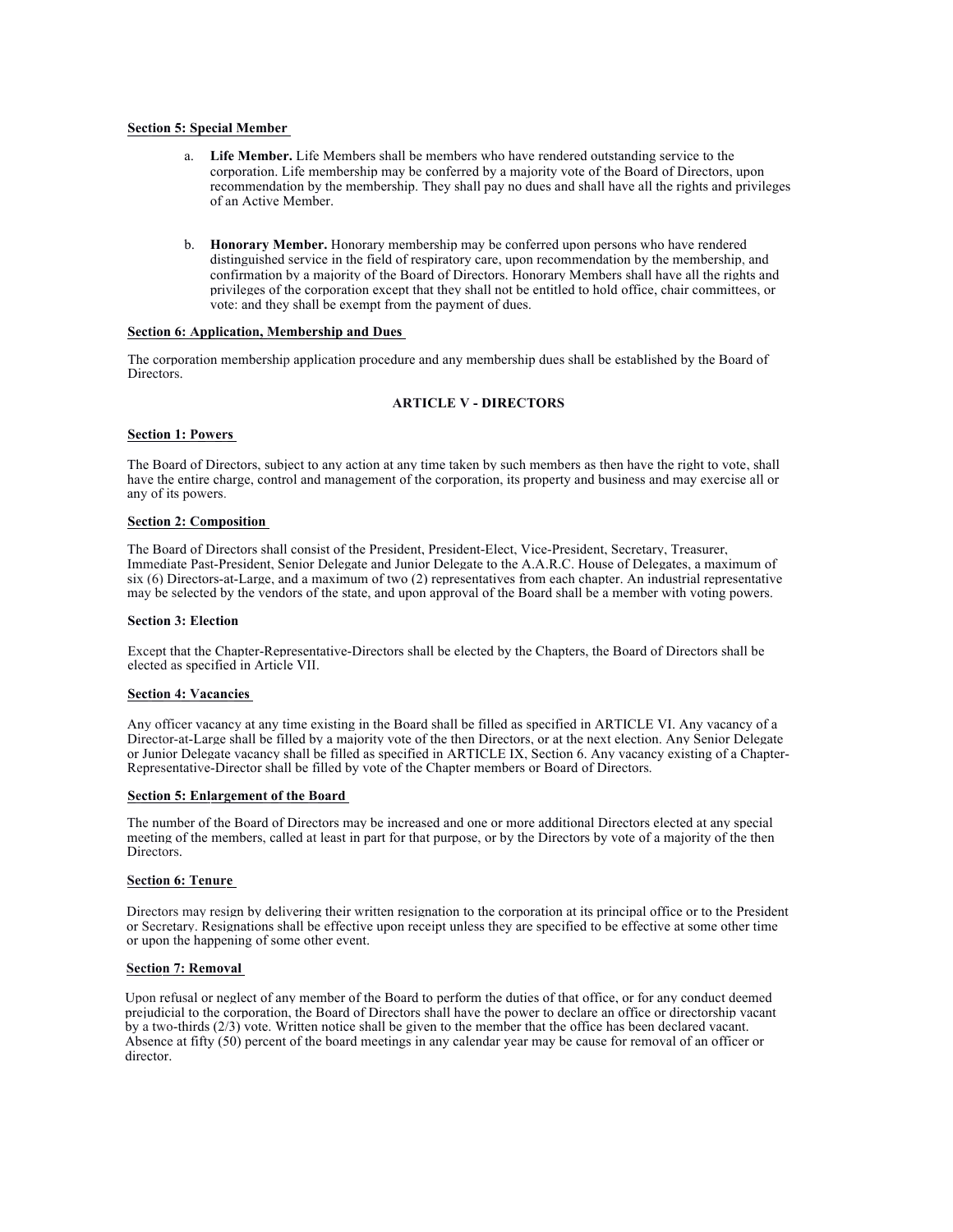**Section 5: Special Member**

a. **Life Member.** Life Members shall be members who have rendered outstanding service to the corporation. Life membership may be conferred by a majority vote of the Board of Directors, upon recommendation by the membership. They shall pay no dues and shall have all the rights and privileges of an Active Member.

b. **Honorary Member.** Honorary membership may be conferred upon persons who have rendered distinguished service in the field of respiratory care, upon recommendation by the membership, and confirmation by a majority of the Board of Directors. Honorary Members shall have all the rights and privileges of the corporation except that they shall not be entitled to hold office, chair committees, or vote: and they shall be exempt from the payment of dues.

**Section 6: Application, Membership and Dues**

The corporation membership application procedure and any membership dues shall be established by the Board of Directors.

## ARTICLE V - DIRECTORS

**Section 1: Powers**

The Board of Directors, subject to any action at any time taken by such members as then have the right to vote, shall have the entire charge, control and management of the corporation, its property and business and may exercise all or any of its powers.

**Section 2: Composition**

The Board of Directors shall consist of the President, President-Elect, Vice-President, Secretary, Treasurer, Immediate Past-President, Senior Delegate and Junior Delegate to the A.A.R.C. House of Delegates, a maximum of six (6) Directors-at-Large, and a maximum of two (2) representatives from each chapter. An industrial representative may be selected by the vendors of the state, and upon approval of the Board shall be a member with voting powers.

**Section 3: Election**

Except that the Chapter-Representative-Directors shall be elected by the Chapters, the Board of Directors shall be elected as specified in Article VII.

**Section 4: Vacancies**

Any officer vacancy at any time existing in the Board shall be filled as specified in ARTICLE VI. Any vacancy of a Director-at-Large shall be filled by a majority vote of the then Directors, or at the next election. Any Senior Delegate or Junior Delegate vacancy shall be filled as specified in ARTICLE IX, Section 6. Any vacancy existing of a Chapter-Representative-Director shall be filled by vote of the Chapter members or Board of Directors.

**Section 5: Enlargement of the Board**

The number of the Board of Directors may be increased and one or more additional Directors elected at any special meeting of the members, called at least in part for that purpose, or by the Directors by vote of a majority of the then Directors.

**Section 6: Tenure**

Directors may resign by delivering their written resignation to the corporation at its principal office or to the President or Secretary. Resignations shall be effective upon receipt unless they are specified to be effective at some other time or upon the happening of some other event.

**Section 7: Removal**

Upon refusal or neglect of any member of the Board to perform the duties of that office, or for any conduct deemed prejudicial to the corporation, the Board of Directors shall have the power to declare an office or directorship vacant by a two-thirds (2/3) vote. Written notice shall be given to the member that the office has been declared vacant. Absence at fifty (50) percent of the board meetings in any calendar year may be cause for removal of an officer or director.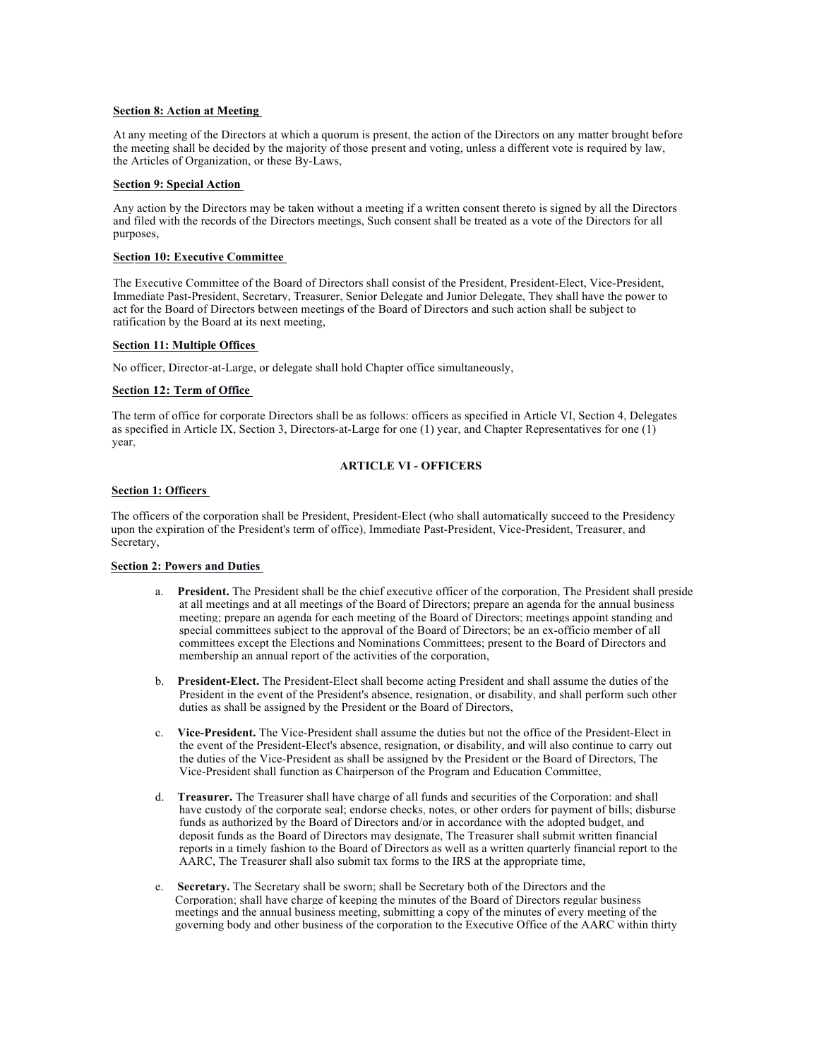**Section 8: Action at Meeting**

At any meeting of the Directors at which a quorum is present, the action of the Directors on any matter brought before the meeting shall be decided by the majority of those present and voting, unless a different vote is required by law, the Articles of Organization, or these By-Laws,

**Section 9: Special Action**

Any action by the Directors may be taken without a meeting if a written consent thereto is signed by all the Directors and filed with the records of the Directors meetings, Such consent shall be treated as a vote of the Directors for all purposes,

**Section 10: Executive Committee**

The Executive Committee of the Board of Directors shall consist of the President, President-Elect, Vice-President, Immediate Past-President, Secretary, Treasurer, Senior Delegate and Junior Delegate, They shall have the power to act for the Board of Directors between meetings of the Board of Directors and such action shall be subject to ratification by the Board at its next meeting,

**Section 11: Multiple Offices**

No officer, Director-at-Large, or delegate shall hold Chapter office simultaneously,

**Section 12: Term of Office**

The term of office for corporate Directors shall be as follows: officers as specified in Article VI, Section 4, Delegates as specified in Article IX, Section 3, Directors-at-Large for one (1) year, and Chapter Representatives for one (1) year,

## ARTICLE VI - OFFICERS

**Section 1: Officers**

The officers of the corporation shall be President, President-Elect (who shall automatically succeed to the Presidency upon the expiration of the President's term of office), Immediate Past-President, Vice-President, Treasurer, and Secretary,

**Section 2: Powers and Duties**

a. **President.** The President shall be the chief executive officer of the corporation, The President shall preside at all meetings and at all meetings of the Board of Directors; prepare an agenda for the annual business meeting; prepare an agenda for each meeting of the Board of Directors; meetings appoint standing and special committees subject to the approval of the Board of Directors; be an ex-officio member of all committees except the Elections and Nominations Committees; present to the Board of Directors and membership an annual report of the activities of the corporation,

b. **President-Elect.** The President-Elect shall become acting President and shall assume the duties of the President in the event of the President's absence, resignation, or disability, and shall perform such other duties as shall be assigned by the President or the Board of Directors,

c. **Vice-President.** The Vice-President shall assume the duties but not the office of the President-Elect in the event of the President-Elect's absence, resignation, or disability, and will also continue to carry out the duties of the Vice-President as shall be assigned by the President or the Board of Directors, The Vice-President shall function as Chairperson of the Program and Education Committee,

d. **Treasurer.** The Treasurer shall have charge of all funds and securities of the Corporation: and shall have custody of the corporate seal; endorse checks, notes, or other orders for payment of bills; disburse funds as authorized by the Board of Directors and/or in accordance with the adopted budget, and deposit funds as the Board of Directors may designate, The Treasurer shall submit written financial reports in a timely fashion to the Board of Directors as well as a written quarterly financial report to the AARC, The Treasurer shall also submit tax forms to the IRS at the appropriate time,

e. **Secretary.** The Secretary shall be sworn; shall be Secretary both of the Directors and the Corporation; shall have charge of keeping the minutes of the Board of Directors regular business meetings and the annual business meeting, submitting a copy of the minutes of every meeting of the governing body and other business of the corporation to the Executive Office of the AARC within thirty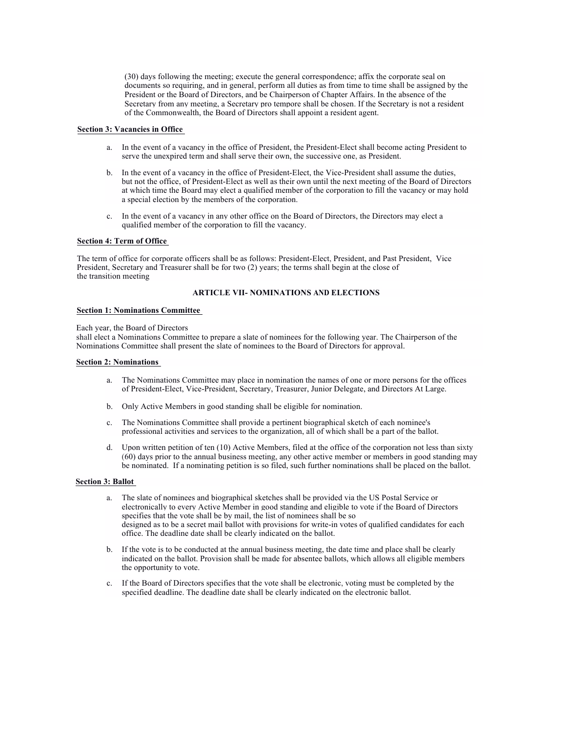(30) days following the meeting; execute the general correspondence; affix the corporate seal on documents so requiring, and in general, perform all duties as from time to time shall be assigned by the President or the Board of Directors, and be Chairperson of Chapter Affairs. In the absence of the Secretary from any meeting, a Secretary pro tempore shall be chosen. If the Secretary is not a resident of the Commonwealth, the Board of Directors shall appoint a resident agent.

**Section 3: Vacancies in Office**

a. In the event of a vacancy in the office of President, the President-Elect shall become acting President to serve the unexpired term and shall serve their own, the successive one, as President.

b. In the event of a vacancy in the office of President-Elect, the Vice-President shall assume the duties, but not the office, of President-Elect as well as their own until the next meeting of the Board of Directors at which time the Board may elect a qualified member of the corporation to fill the vacancy or may hold a special election by the members of the corporation.

c. In the event of a vacancy in any other office on the Board of Directors, the Directors may elect a qualified member of the corporation to fill the vacancy.

**Section 4: Term of Office**

The term of office for corporate officers shall be as follows: President-Elect, President, and Past President, Vice President, Secretary and Treasurer shall be for two (2) years; the terms shall begin at the close of the transition meeting

## ARTICLE VII- NOMINATIONS AND ELECTIONS

**Section 1: Nominations Committee**

Each year, the Board of Directors shall elect a Nominations Committee to prepare a slate of nominees for the following year. The Chairperson of the Nominations Committee shall present the slate of nominees to the Board of Directors for approval.

**Section 2: Nominations**

a. The Nominations Committee may place in nomination the names of one or more persons for the offices of President-Elect, Vice-President, Secretary, Treasurer, Junior Delegate, and Directors At Large.

b. Only Active Members in good standing shall be eligible for nomination.

c. The Nominations Committee shall provide a pertinent biographical sketch of each nominee's professional activities and services to the organization, all of which shall be a part of the ballot.

d. Upon written petition of ten (10) Active Members, filed at the office of the corporation not less than sixty (60) days prior to the annual business meeting, any other active member or members in good standing may be nominated. If a nominating petition is so filed, such further nominations shall be placed on the ballot.

**Section 3: Ballot**

a. The slate of nominees and biographical sketches shall be provided via the US Postal Service or electronically to every Active Member in good standing and eligible to vote if the Board of Directors specifies that the vote shall be by mail, the list of nominees shall be so designed as to be a secret mail ballot with provisions for write-in votes of qualified candidates for each office. The deadline date shall be clearly indicated on the ballot.

b. If the vote is to be conducted at the annual business meeting, the date time and place shall be clearly indicated on the ballot. Provision shall be made for absentee ballots, which allows all eligible members the opportunity to vote.

c. If the Board of Directors specifies that the vote shall be electronic, voting must be completed by the specified deadline. The deadline date shall be clearly indicated on the electronic ballot.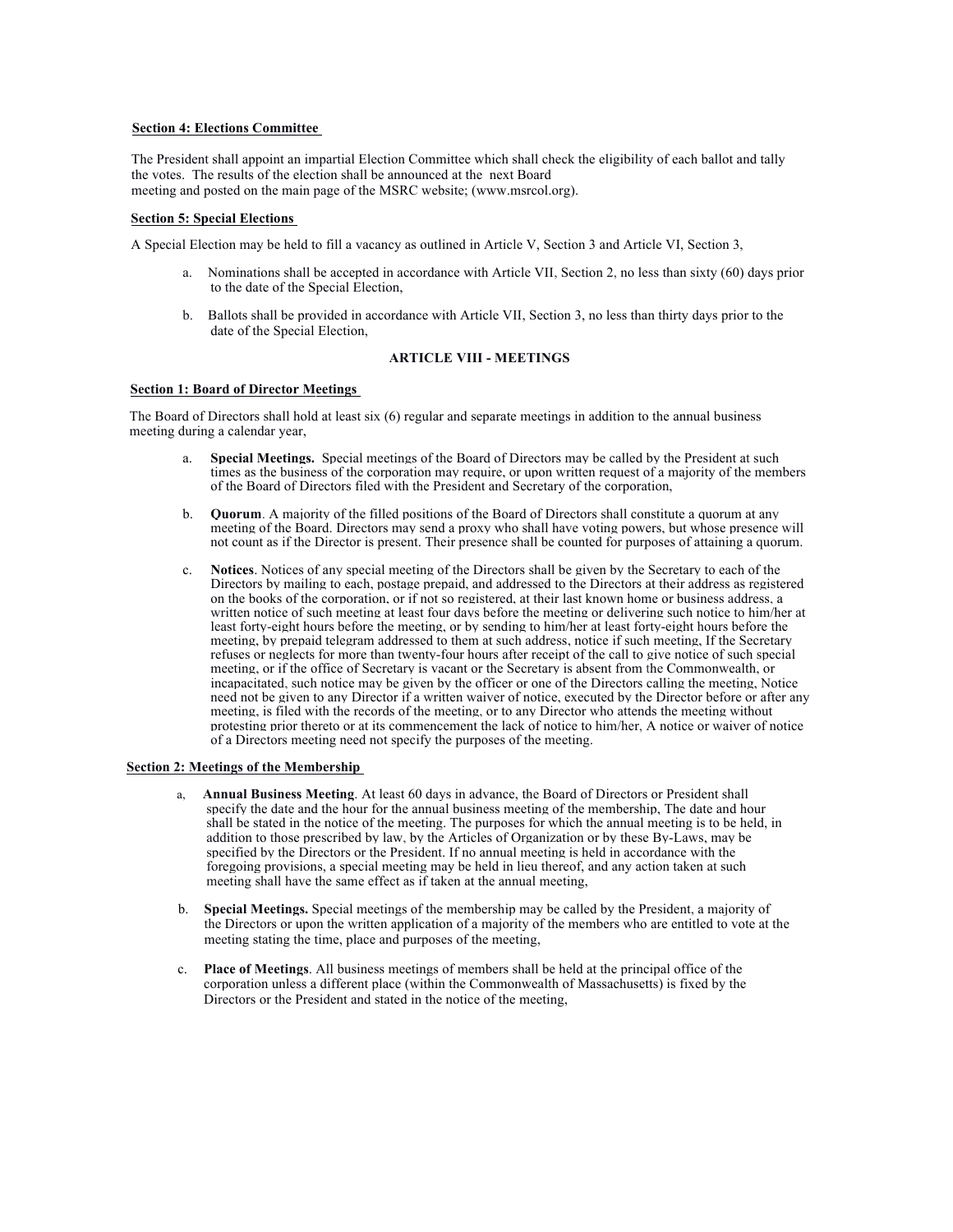**Section 4: Elections Committee**

The President shall appoint an impartial Election Committee which shall check the eligibility of each ballot and tally the votes. The results of the election shall be announced at the next Board meeting and posted on the main page of the MSRC website; (www.msrcol.org).

**Section 5: Special Elections**

A Special Election may be held to fill a vacancy as outlined in Article V, Section 3 and Article VI, Section 3,

a. Nominations shall be accepted in accordance with Article VII, Section 2, no less than sixty (60) days prior to the date of the Special Election,

b. Ballots shall be provided in accordance with Article VII, Section 3, no less than thirty days prior to the date of the Special Election,

## ARTICLE VIII - MEETINGS

**Section 1: Board of Director Meetings**

The Board of Directors shall hold at least six (6) regular and separate meetings in addition to the annual business meeting during a calendar year,

a. **Special Meetings.** Special meetings of the Board of Directors may be called by the President at such times as the business of the corporation may require, or upon written request of a majority of the members of the Board of Directors filed with the President and Secretary of the corporation,

b. **Quorum**. A majority of the filled positions of the Board of Directors shall constitute a quorum at any meeting of the Board. Directors may send a proxy who shall have voting powers, but whose presence will not count as if the Director is present. Their presence shall be counted for purposes of attaining a quorum.

c. **Notices**. Notices of any special meeting of the Directors shall be given by the Secretary to each of the Directors by mailing to each, postage prepaid, and addressed to the Directors at their address as registered on the books of the corporation, or if not so registered, at their last known home or business address, a written notice of such meeting at least four days before the meeting or delivering such notice to him/her at least forty-eight hours before the meeting, or by sending to him/her at least forty-eight hours before the meeting, by prepaid telegram addressed to them at such address, notice if such meeting, If the Secretary refuses or neglects for more than twenty-four hours after receipt of the call to give notice of such special meeting, or if the office of Secretary is vacant or the Secretary is absent from the Commonwealth, or incapacitated, such notice may be given by the officer or one of the Directors calling the meeting, Notice need not be given to any Director if a written waiver of notice, executed by the Director before or after any meeting, is filed with the records of the meeting, or to any Director who attends the meeting without protesting prior thereto or at its commencement the lack of notice to him/her, A notice or waiver of notice of a Directors meeting need not specify the purposes of the meeting.

**Section 2: Meetings of the Membership**

a, **Annual Business Meeting**. At least 60 days in advance, the Board of Directors or President shall specify the date and the hour for the annual business meeting of the membership, The date and hour shall be stated in the notice of the meeting. The purposes for which the annual meeting is to be held, in addition to those prescribed by law, by the Articles of Organization or by these By-Laws, may be specified by the Directors or the President. If no annual meeting is held in accordance with the foregoing provisions, a special meeting may be held in lieu thereof, and any action taken at such meeting shall have the same effect as if taken at the annual meeting,

b. **Special Meetings.** Special meetings of the membership may be called by the President, a majority of the Directors or upon the written application of a majority of the members who are entitled to vote at the meeting stating the time, place and purposes of the meeting,

c. **Place of Meetings**. All business meetings of members shall be held at the principal office of the corporation unless a different place (within the Commonwealth of Massachusetts) is fixed by the Directors or the President and stated in the notice of the meeting,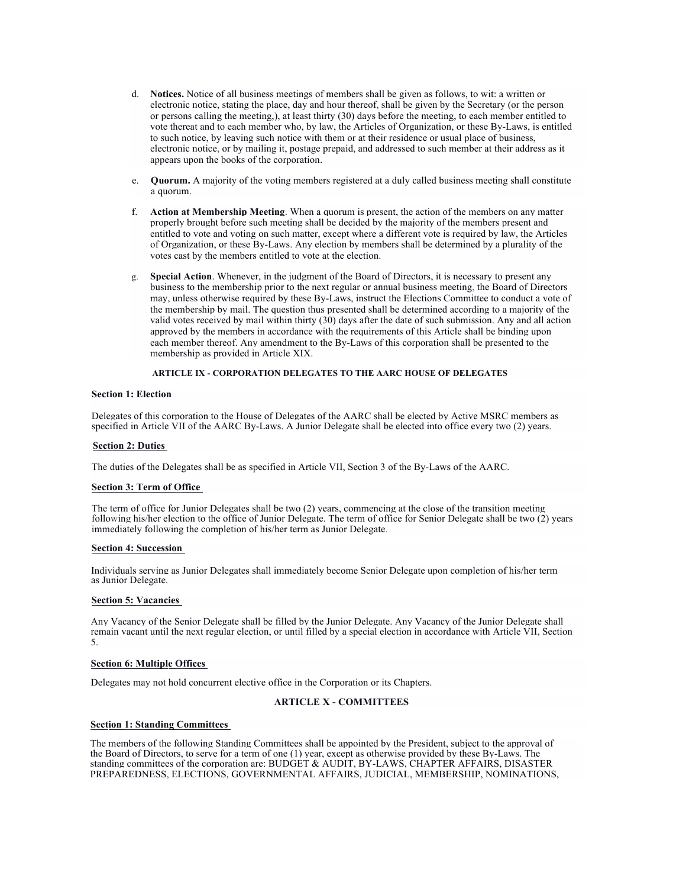d. **Notices.** Notice of all business meetings of members shall be given as follows, to wit: a written or electronic notice, stating the place, day and hour thereof, shall be given by the Secretary (or the person or persons calling the meeting,), at least thirty (30) days before the meeting, to each member entitled to vote thereat and to each member who, by law, the Articles of Organization, or these By-Laws, is entitled to such notice, by leaving such notice with them or at their residence or usual place of business, electronic notice, or by mailing it, postage prepaid, and addressed to such member at their address as it appears upon the books of the corporation.

e. **Quorum.** A majority of the voting members registered at a duly called business meeting shall constitute a quorum.

f. **Action at Membership Meeting**. When a quorum is present, the action of the members on any matter properly brought before such meeting shall be decided by the majority of the members present and entitled to vote and voting on such matter, except where a different vote is required by law, the Articles of Organization, or these By-Laws. Any election by members shall be determined by a plurality of the votes cast by the members entitled to vote at the election.

g. **Special Action**. Whenever, in the judgment of the Board of Directors, it is necessary to present any business to the membership prior to the next regular or annual business meeting, the Board of Directors may, unless otherwise required by these By-Laws, instruct the Elections Committee to conduct a vote of the membership by mail. The question thus presented shall be determined according to a majority of the valid votes received by mail within thirty (30) days after the date of such submission. Any and all action approved by the members in accordance with the requirements of this Article shall be binding upon each member thereof. Any amendment to the By-Laws of this corporation shall be presented to the membership as provided in Article XIX.

## ARTICLE IX - CORPORATION DELEGATES TO THE AARC HOUSE OF DELEGATES

**Section 1: Election**

Delegates of this corporation to the House of Delegates of the AARC shall be elected by Active MSRC members as specified in Article VII of the AARC By-Laws. A Junior Delegate shall be elected into office every two (2) years.

**Section 2: Duties**

The duties of the Delegates shall be as specified in Article VII, Section 3 of the By-Laws of the AARC.

**Section 3: Term of Office**

The term of office for Junior Delegates shall be two (2) years, commencing at the close of the transition meeting following his/her election to the office of Junior Delegate. The term of office for Senior Delegate shall be two (2) years immediately following the completion of his/her term as Junior Delegate.

**Section 4: Succession**

Individuals serving as Junior Delegates shall immediately become Senior Delegate upon completion of his/her term as Junior Delegate.

**Section 5: Vacancies**

Any Vacancy of the Senior Delegate shall be filled by the Junior Delegate. Any Vacancy of the Junior Delegate shall remain vacant until the next regular election, or until filled by a special election in accordance with Article VII, Section 5.

**Section 6: Multiple Offices**

Delegates may not hold concurrent elective office in the Corporation or its Chapters.

## ARTICLE X - COMMITTEES

**Section 1: Standing Committees**

The members of the following Standing Committees shall be appointed by the President, subject to the approval of the Board of Directors, to serve for a term of one (1) year, except as otherwise provided by these By-Laws. The standing committees of the corporation are: BUDGET & AUDIT, BY-LAWS, CHAPTER AFFAIRS, DISASTER PREPAREDNESS, ELECTIONS, GOVERNMENTAL AFFAIRS, JUDICIAL, MEMBERSHIP, NOMINATIONS,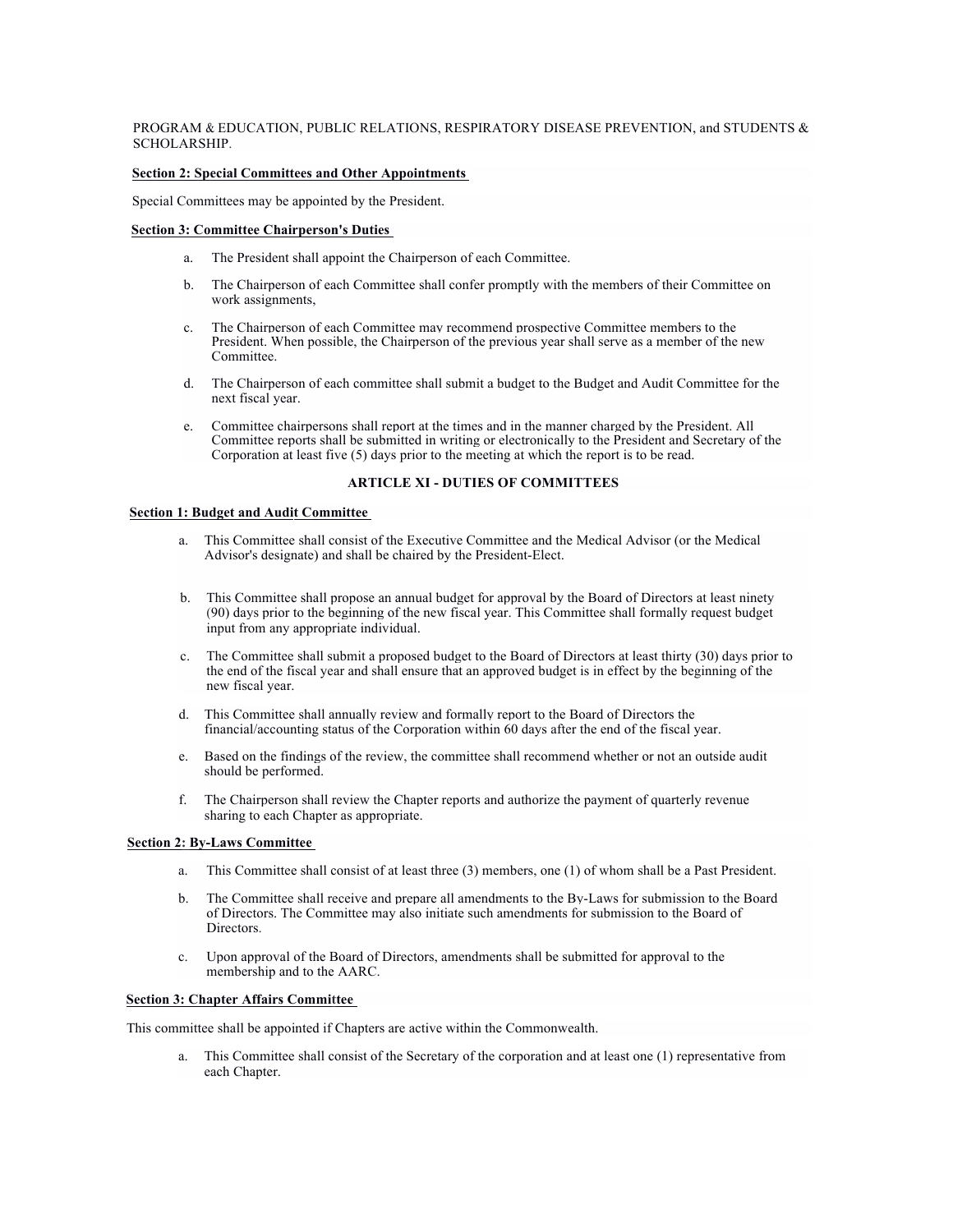PROGRAM & EDUCATION, PUBLIC RELATIONS, RESPIRATORY DISEASE PREVENTION, and STUDENTS & SCHOLARSHIP.

**Section 2: Special Committees and Other Appointments**

Special Committees may be appointed by the President.

**Section 3: Committee Chairperson's Duties**

a. The President shall appoint the Chairperson of each Committee.

b. The Chairperson of each Committee shall confer promptly with the members of their Committee on work assignments,

c. The Chairperson of each Committee may recommend prospective Committee members to the President. When possible, the Chairperson of the previous year shall serve as a member of the new Committee.

d. The Chairperson of each committee shall submit a budget to the Budget and Audit Committee for the next fiscal year.

e. Committee chairpersons shall report at the times and in the manner charged by the President. All Committee reports shall be submitted in writing or electronically to the President and Secretary of the Corporation at least five (5) days prior to the meeting at which the report is to be read.

## ARTICLE XI - DUTIES OF COMMITTEES

**Section 1: Budget and Audit Committee**

a. This Committee shall consist of the Executive Committee and the Medical Advisor (or the Medical Advisor's designate) and shall be chaired by the President-Elect.

b. This Committee shall propose an annual budget for approval by the Board of Directors at least ninety (90) days prior to the beginning of the new fiscal year. This Committee shall formally request budget input from any appropriate individual.

c. The Committee shall submit a proposed budget to the Board of Directors at least thirty (30) days prior to the end of the fiscal year and shall ensure that an approved budget is in effect by the beginning of the new fiscal year.

d. This Committee shall annually review and formally report to the Board of Directors the financial/accounting status of the Corporation within 60 days after the end of the fiscal year.

e. Based on the findings of the review, the committee shall recommend whether or not an outside audit should be performed.

f. The Chairperson shall review the Chapter reports and authorize the payment of quarterly revenue sharing to each Chapter as appropriate.

**Section 2: By-Laws Committee**

a. This Committee shall consist of at least three (3) members, one (1) of whom shall be a Past President.

b. The Committee shall receive and prepare all amendments to the By-Laws for submission to the Board of Directors. The Committee may also initiate such amendments for submission to the Board of Directors.

c. Upon approval of the Board of Directors, amendments shall be submitted for approval to the membership and to the AARC.

**Section 3: Chapter Affairs Committee**

This committee shall be appointed if Chapters are active within the Commonwealth.

a. This Committee shall consist of the Secretary of the corporation and at least one (1) representative from each Chapter.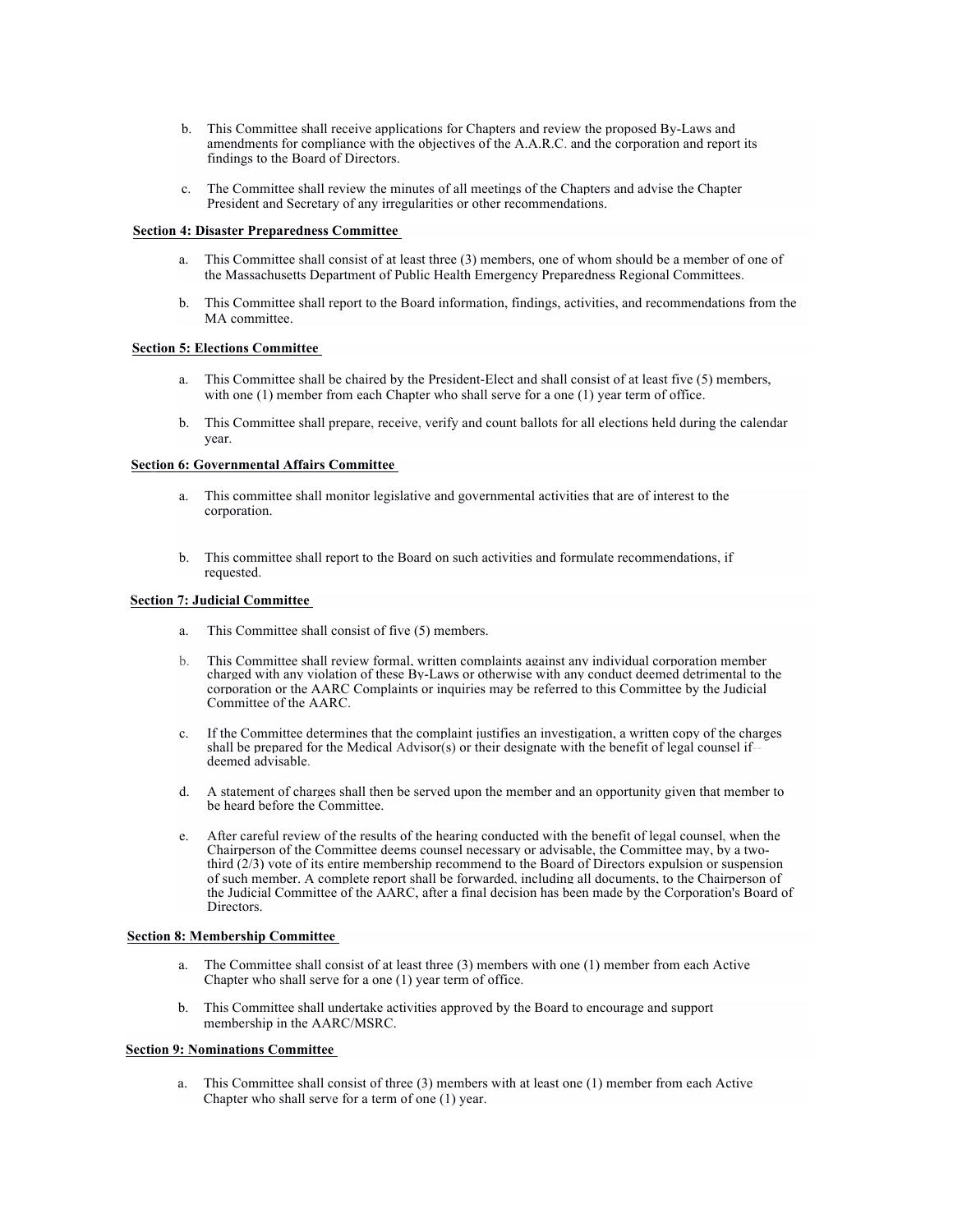b. This Committee shall receive applications for Chapters and review the proposed By-Laws and amendments for compliance with the objectives of the A.A.R.C. and the corporation and report its findings to the Board of Directors.

c. The Committee shall review the minutes of all meetings of the Chapters and advise the Chapter President and Secretary of any irregularities or other recommendations.

**Section 4: Disaster Preparedness Committee**

a. This Committee shall consist of at least three (3) members, one of whom should be a member of one of the Massachusetts Department of Public Health Emergency Preparedness Regional Committees.

b. This Committee shall report to the Board information, findings, activities, and recommendations from the MA committee.

**Section 5: Elections Committee**

a. This Committee shall be chaired by the President-Elect and shall consist of at least five (5) members, with one (1) member from each Chapter who shall serve for a one (1) year term of office.

b. This Committee shall prepare, receive, verify and count ballots for all elections held during the calendar year.

**Section 6: Governmental Affairs Committee**

a. This committee shall monitor legislative and governmental activities that are of interest to the corporation.

b. This committee shall report to the Board on such activities and formulate recommendations, if requested.

**Section 7: Judicial Committee**

a. This Committee shall consist of five (5) members.

b. This Committee shall review formal, written complaints against any individual corporation member charged with any violation of these By-Laws or otherwise with any conduct deemed detrimental to the corporation or the AARC Complaints or inquiries may be referred to this Committee by the Judicial Committee of the AARC.

c. If the Committee determines that the complaint justifies an investigation, a written copy of the charges shall be prepared for the Medical Advisor(s) or their designate with the benefit of legal counsel if deemed advisable.

d. A statement of charges shall then be served upon the member and an opportunity given that member to be heard before the Committee.

e. After careful review of the results of the hearing conducted with the benefit of legal counsel, when the Chairperson of the Committee deems counsel necessary or advisable, the Committee may, by a two-third (2/3) vote of its entire membership recommend to the Board of Directors expulsion or suspension of such member. A complete report shall be forwarded, including all documents, to the Chairperson of the Judicial Committee of the AARC, after a final decision has been made by the Corporation's Board of Directors.

**Section 8: Membership Committee**

a. The Committee shall consist of at least three (3) members with one (1) member from each Active Chapter who shall serve for a one (1) year term of office.

b. This Committee shall undertake activities approved by the Board to encourage and support membership in the AARC/MSRC.

**Section 9: Nominations Committee**

a. This Committee shall consist of three (3) members with at least one (1) member from each Active Chapter who shall serve for a term of one (1) year.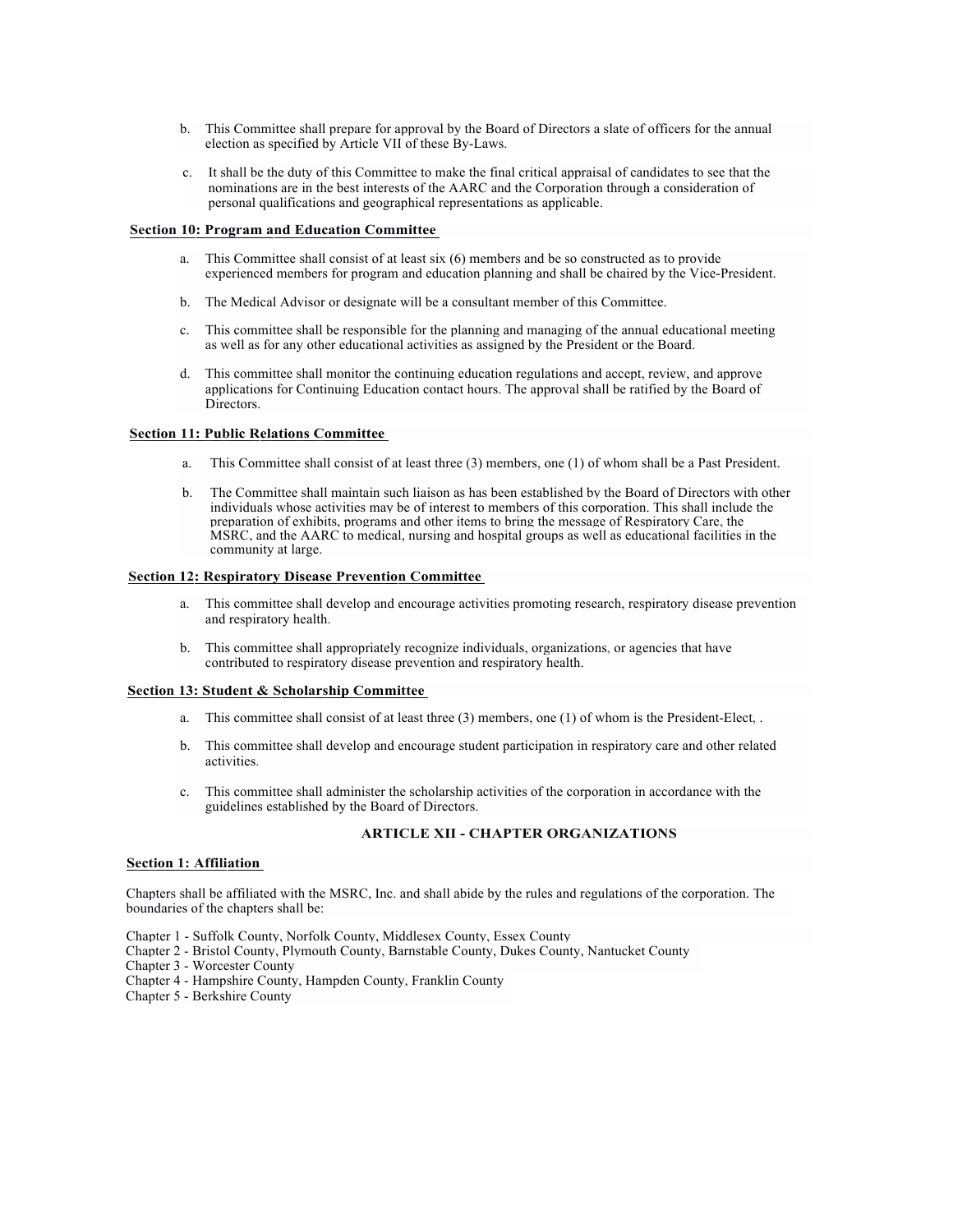b. This Committee shall prepare for approval by the Board of Directors a slate of officers for the annual election as specified by Article VII of these By-Laws.

c. It shall be the duty of this Committee to make the final critical appraisal of candidates to see that the nominations are in the best interests of the AARC and the Corporation through a consideration of personal qualifications and geographical representations as applicable.

**Section 10: Program and Education Committee**

a. This Committee shall consist of at least six (6) members and be so constructed as to provide experienced members for program and education planning and shall be chaired by the Vice-President.

b. The Medical Advisor or designate will be a consultant member of this Committee.

c. This committee shall be responsible for the planning and managing of the annual educational meeting as well as for any other educational activities as assigned by the President or the Board.

d. This committee shall monitor the continuing education regulations and accept, review, and approve applications for Continuing Education contact hours. The approval shall be ratified by the Board of Directors.

**Section 11: Public Relations Committee**

a. This Committee shall consist of at least three (3) members, one (1) of whom shall be a Past President.

b. The Committee shall maintain such liaison as has been established by the Board of Directors with other individuals whose activities may be of interest to members of this corporation. This shall include the preparation of exhibits, programs and other items to bring the message of Respiratory Care, the MSRC, and the AARC to medical, nursing and hospital groups as well as educational facilities in the community at large.

**Section 12: Respiratory Disease Prevention Committee**

a. This committee shall develop and encourage activities promoting research, respiratory disease prevention and respiratory health.

b. This committee shall appropriately recognize individuals, organizations, or agencies that have contributed to respiratory disease prevention and respiratory health.

**Section 13: Student & Scholarship Committee**

a. This committee shall consist of at least three (3) members, one (1) of whom is the President-Elect, .

b. This committee shall develop and encourage student participation in respiratory care and other related activities.

c. This committee shall administer the scholarship activities of the corporation in accordance with the guidelines established by the Board of Directors.

## ARTICLE XII - CHAPTER ORGANIZATIONS

**Section 1: Affiliation**

Chapters shall be affiliated with the MSRC, Inc. and shall abide by the rules and regulations of the corporation. The boundaries of the chapters shall be:

Chapter 1 - Suffolk County, Norfolk County, Middlesex County, Essex County
Chapter 2 - Bristol County, Plymouth County, Barnstable County, Dukes County, Nantucket County
Chapter 3 - Worcester County
Chapter 4 - Hampshire County, Hampden County, Franklin County
Chapter 5 - Berkshire County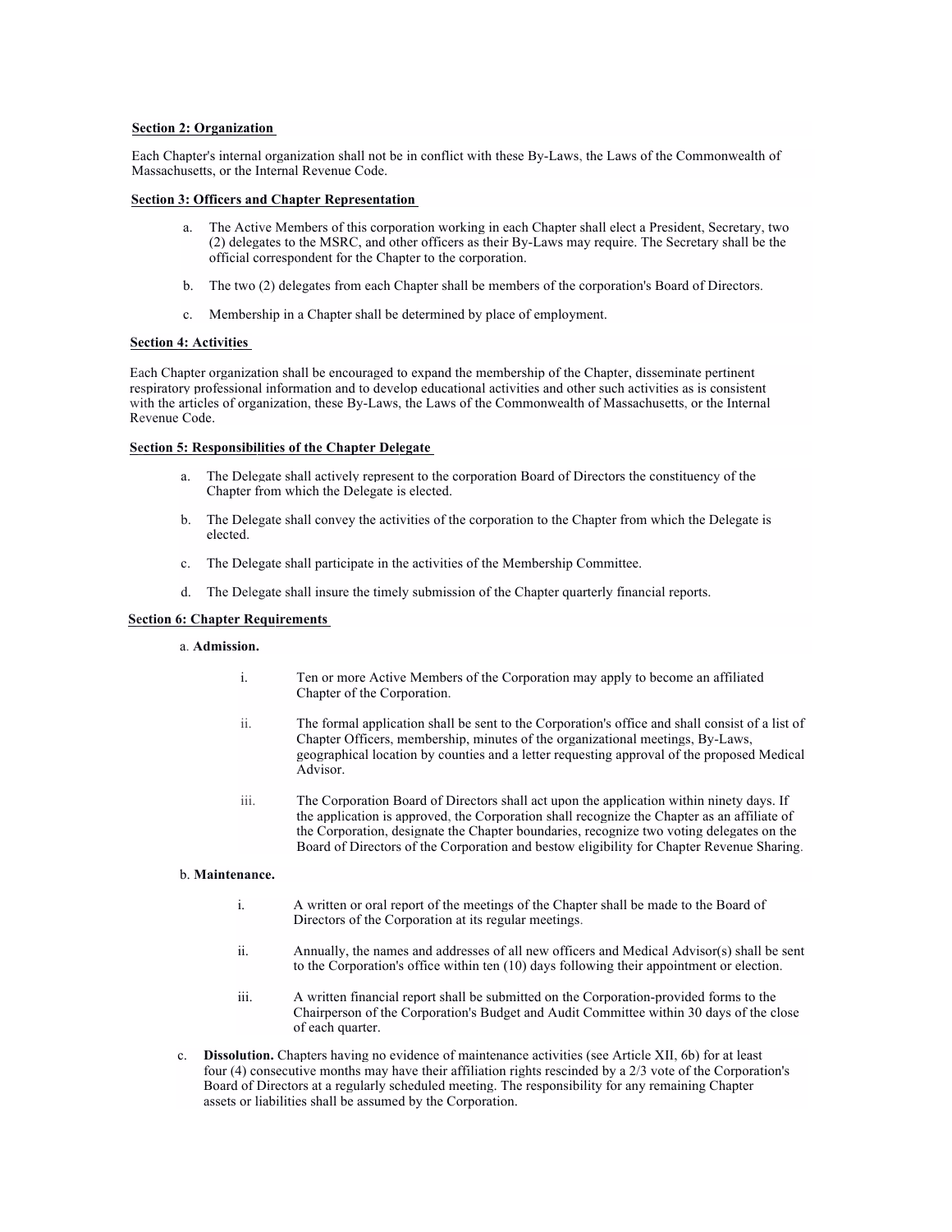**Section 2: Organization**

Each Chapter's internal organization shall not be in conflict with these By-Laws, the Laws of the Commonwealth of Massachusetts, or the Internal Revenue Code.

**Section 3: Officers and Chapter Representation**

a. The Active Members of this corporation working in each Chapter shall elect a President, Secretary, two (2) delegates to the MSRC, and other officers as their By-Laws may require. The Secretary shall be the official correspondent for the Chapter to the corporation.

b. The two (2) delegates from each Chapter shall be members of the corporation's Board of Directors.

c. Membership in a Chapter shall be determined by place of employment.

**Section 4: Activities**

Each Chapter organization shall be encouraged to expand the membership of the Chapter, disseminate pertinent respiratory professional information and to develop educational activities and other such activities as is consistent with the articles of organization, these By-Laws, the Laws of the Commonwealth of Massachusetts, or the Internal Revenue Code.

**Section 5: Responsibilities of the Chapter Delegate**

a. The Delegate shall actively represent to the corporation Board of Directors the constituency of the Chapter from which the Delegate is elected.

b. The Delegate shall convey the activities of the corporation to the Chapter from which the Delegate is elected.

c. The Delegate shall participate in the activities of the Membership Committee.

d. The Delegate shall insure the timely submission of the Chapter quarterly financial reports.

**Section 6: Chapter Requirements**

a. **Admission.**

i. Ten or more Active Members of the Corporation may apply to become an affiliated Chapter of the Corporation.

ii. The formal application shall be sent to the Corporation's office and shall consist of a list of Chapter Officers, membership, minutes of the organizational meetings, By-Laws, geographical location by counties and a letter requesting approval of the proposed Medical Advisor.

iii. The Corporation Board of Directors shall act upon the application within ninety days. If the application is approved, the Corporation shall recognize the Chapter as an affiliate of the Corporation, designate the Chapter boundaries, recognize two voting delegates on the Board of Directors of the Corporation and bestow eligibility for Chapter Revenue Sharing.

b. **Maintenance.**

i. A written or oral report of the meetings of the Chapter shall be made to the Board of Directors of the Corporation at its regular meetings.

ii. Annually, the names and addresses of all new officers and Medical Advisor(s) shall be sent to the Corporation's office within ten (10) days following their appointment or election.

iii. A written financial report shall be submitted on the Corporation-provided forms to the Chairperson of the Corporation's Budget and Audit Committee within 30 days of the close of each quarter.

c. **Dissolution.** Chapters having no evidence of maintenance activities (see Article XII, 6b) for at least four (4) consecutive months may have their affiliation rights rescinded by a 2/3 vote of the Corporation's Board of Directors at a regularly scheduled meeting. The responsibility for any remaining Chapter assets or liabilities shall be assumed by the Corporation.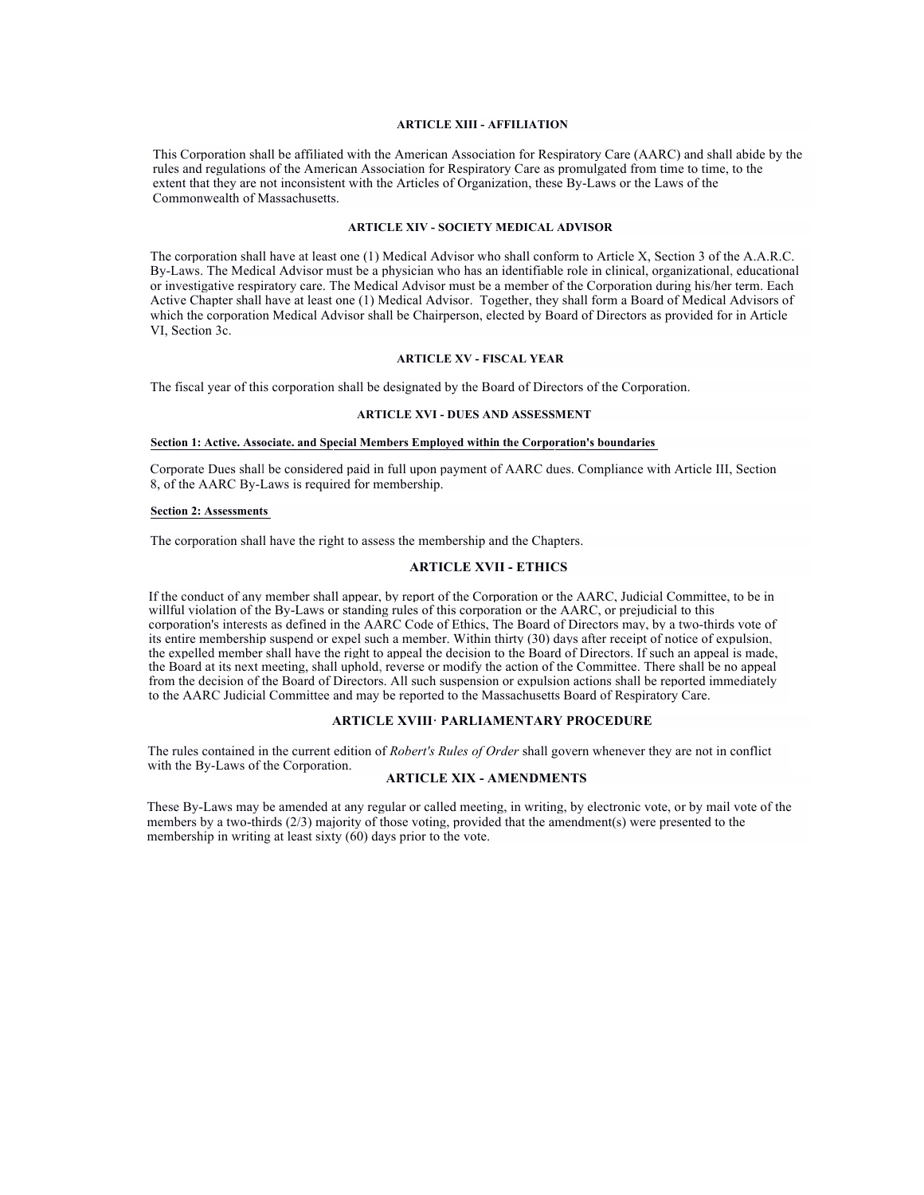## ARTICLE XIII - AFFILIATION

This Corporation shall be affiliated with the American Association for Respiratory Care (AARC) and shall abide by the rules and regulations of the American Association for Respiratory Care as promulgated from time to time, to the extent that they are not inconsistent with the Articles of Organization, these By-Laws or the Laws of the Commonwealth of Massachusetts.

## ARTICLE XIV - SOCIETY MEDICAL ADVISOR

The corporation shall have at least one (1) Medical Advisor who shall conform to Article X, Section 3 of the A.A.R.C. By-Laws. The Medical Advisor must be a physician who has an identifiable role in clinical, organizational, educational or investigative respiratory care. The Medical Advisor must be a member of the Corporation during his/her term. Each Active Chapter shall have at least one (1) Medical Advisor. Together, they shall form a Board of Medical Advisors of which the corporation Medical Advisor shall be Chairperson, elected by Board of Directors as provided for in Article VI, Section 3c.

## ARTICLE XV - FISCAL YEAR

The fiscal year of this corporation shall be designated by the Board of Directors of the Corporation.

## ARTICLE XVI - DUES AND ASSESSMENT

**Section 1: Active. Associate. and Special Members Employed within the Corporation's boundaries**

Corporate Dues shall be considered paid in full upon payment of AARC dues. Compliance with Article III, Section 8, of the AARC By-Laws is required for membership.

**Section 2: Assessments**

The corporation shall have the right to assess the membership and the Chapters.

## ARTICLE XVII - ETHICS

If the conduct of any member shall appear, by report of the Corporation or the AARC, Judicial Committee, to be in willful violation of the By-Laws or standing rules of this corporation or the AARC, or prejudicial to this corporation's interests as defined in the AARC Code of Ethics, The Board of Directors may, by a two-thirds vote of its entire membership suspend or expel such a member. Within thirty (30) days after receipt of notice of expulsion, the expelled member shall have the right to appeal the decision to the Board of Directors. If such an appeal is made, the Board at its next meeting, shall uphold, reverse or modify the action of the Committee. There shall be no appeal from the decision of the Board of Directors. All such suspension or expulsion actions shall be reported immediately to the AARC Judicial Committee and may be reported to the Massachusetts Board of Respiratory Care.

## ARTICLE XVIII· PARLIAMENTARY PROCEDURE

The rules contained in the current edition of *Robert's Rules of Order* shall govern whenever they are not in conflict with the By-Laws of the Corporation.

## ARTICLE XIX - AMENDMENTS

These By-Laws may be amended at any regular or called meeting, in writing, by electronic vote, or by mail vote of the members by a two-thirds (2/3) majority of those voting, provided that the amendment(s) were presented to the membership in writing at least sixty (60) days prior to the vote.